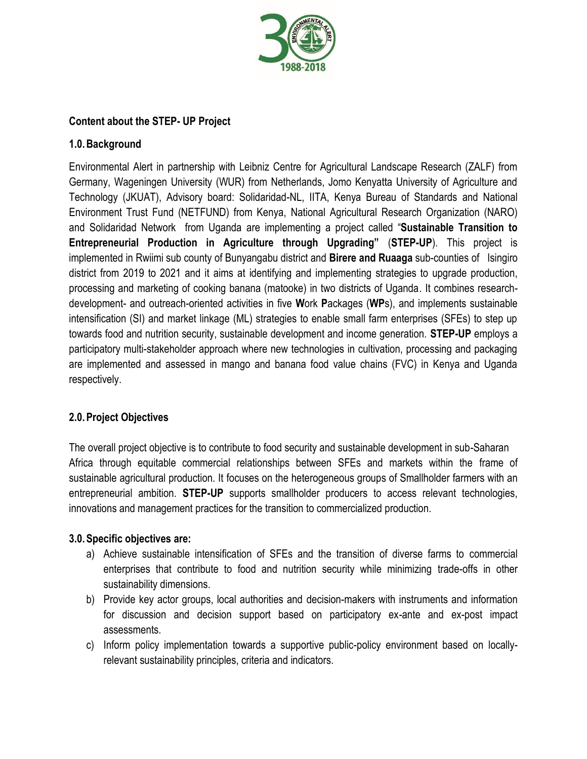**Content about the STEP- UP Project**

## 1.0. Background

Environmental Alert in partnership with Leibniz Centre for Agricultural Landscape Research (ZALF) from Germany, Wageningen University (WUR) from Netherlands, Jomo Kenyatta University of Agriculture and Technology (JKUAT), Advisory board: Solidaridad-NL, IITA, Kenya Bureau of Standards and National Environment Trust Fund (NETFUND) from Kenya, National Agricultural Research Organization (NARO) and Solidaridad Network from Uganda are implementing a project called "**Sustainable Transition to Entrepreneurial Production in Agriculture through Upgrading"** (**STEP-UP**). This project is implemented in Rwiimi sub county of Bunyangabu district and **Birere and Ruaaga** sub-counties of Isingiro district from 2019 to 2021 and it aims at identifying and implementing strategies to upgrade production, processing and marketing of cooking banana (matooke) in two districts of Uganda. It combines research-development- and outreach-oriented activities in five **W**ork **P**ackages (**WP**s), and implements sustainable intensification (SI) and market linkage (ML) strategies to enable small farm enterprises (SFEs) to step up towards food and nutrition security, sustainable development and income generation. **STEP-UP** employs a participatory multi-stakeholder approach where new technologies in cultivation, processing and packaging are implemented and assessed in mango and banana food value chains (FVC) in Kenya and Uganda respectively.

## 2.0. Project Objectives

The overall project objective is to contribute to food security and sustainable development in sub-Saharan Africa through equitable commercial relationships between SFEs and markets within the frame of sustainable agricultural production. It focuses on the heterogeneous groups of Smallholder farmers with an entrepreneurial ambition. **STEP-UP** supports smallholder producers to access relevant technologies, innovations and management practices for the transition to commercialized production.

## 3.0. Specific objectives are:

a) Achieve sustainable intensification of SFEs and the transition of diverse farms to commercial enterprises that contribute to food and nutrition security while minimizing trade-offs in other sustainability dimensions.
b) Provide key actor groups, local authorities and decision-makers with instruments and information for discussion and decision support based on participatory ex-ante and ex-post impact assessments.
c) Inform policy implementation towards a supportive public-policy environment based on locally-relevant sustainability principles, criteria and indicators.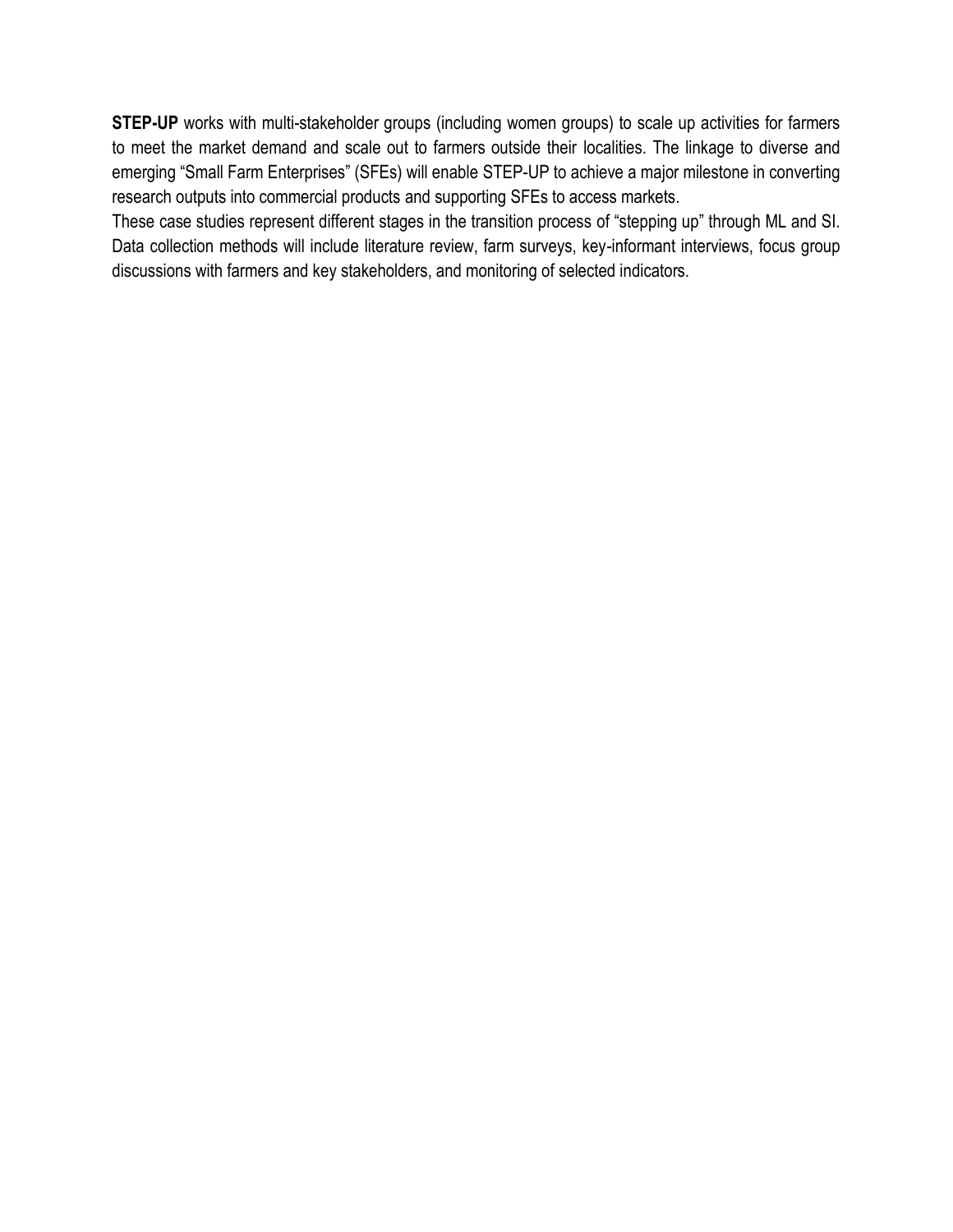**STEP-UP** works with multi-stakeholder groups (including women groups) to scale up activities for farmers to meet the market demand and scale out to farmers outside their localities. The linkage to diverse and emerging “Small Farm Enterprises” (SFEs) will enable STEP-UP to achieve a major milestone in converting research outputs into commercial products and supporting SFEs to access markets.

These case studies represent different stages in the transition process of “stepping up” through ML and SI. Data collection methods will include literature review, farm surveys, key-informant interviews, focus group discussions with farmers and key stakeholders, and monitoring of selected indicators.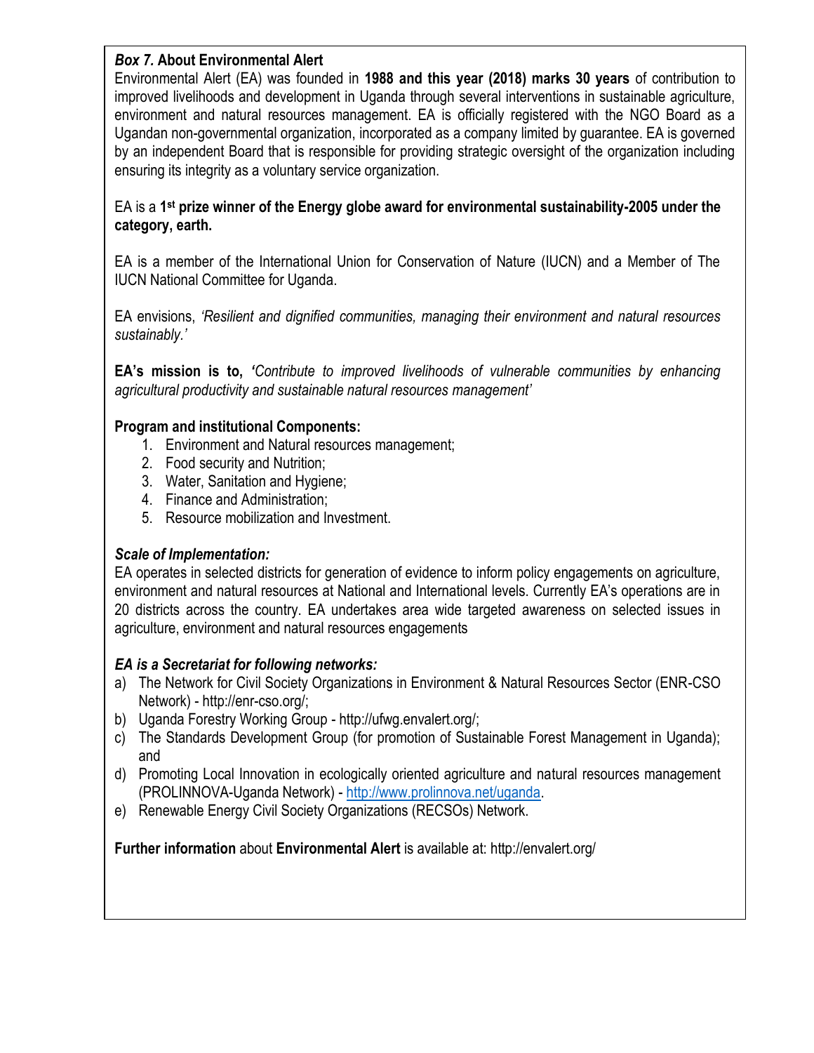***Box 7.* About Environmental Alert**

Environmental Alert (EA) was founded in **1988 and this year (2018) marks 30 years** of contribution to improved livelihoods and development in Uganda through several interventions in sustainable agriculture, environment and natural resources management. EA is officially registered with the NGO Board as a Ugandan non-governmental organization, incorporated as a company limited by guarantee. EA is governed by an independent Board that is responsible for providing strategic oversight of the organization including ensuring its integrity as a voluntary service organization.

EA is a **1st prize winner of the Energy globe award for environmental sustainability-2005 under the category, earth.**

EA is a member of the International Union for Conservation of Nature (IUCN) and a Member of The IUCN National Committee for Uganda.

EA envisions, *'Resilient and dignified communities, managing their environment and natural resources sustainably.'*

**EA's mission is to, '***Contribute to improved livelihoods of vulnerable communities by enhancing agricultural productivity and sustainable natural resources management'*

**Program and institutional Components:**

1. Environment and Natural resources management;
2. Food security and Nutrition;
3. Water, Sanitation and Hygiene;
4. Finance and Administration;
5. Resource mobilization and Investment.

***Scale of Implementation:***

EA operates in selected districts for generation of evidence to inform policy engagements on agriculture, environment and natural resources at National and International levels. Currently EA's operations are in 20 districts across the country. EA undertakes area wide targeted awareness on selected issues in agriculture, environment and natural resources engagements

***EA is a Secretariat for following networks:***

a) The Network for Civil Society Organizations in Environment & Natural Resources Sector (ENR-CSO Network) - http://enr-cso.org/;
b) Uganda Forestry Working Group - http://ufwg.envalert.org/;
c) The Standards Development Group (for promotion of Sustainable Forest Management in Uganda); and
d) Promoting Local Innovation in ecologically oriented agriculture and natural resources management (PROLINNOVA-Uganda Network) - http://www.prolinnova.net/uganda.
e) Renewable Energy Civil Society Organizations (RECSOs) Network.

**Further information** about **Environmental Alert** is available at: http://envalert.org/